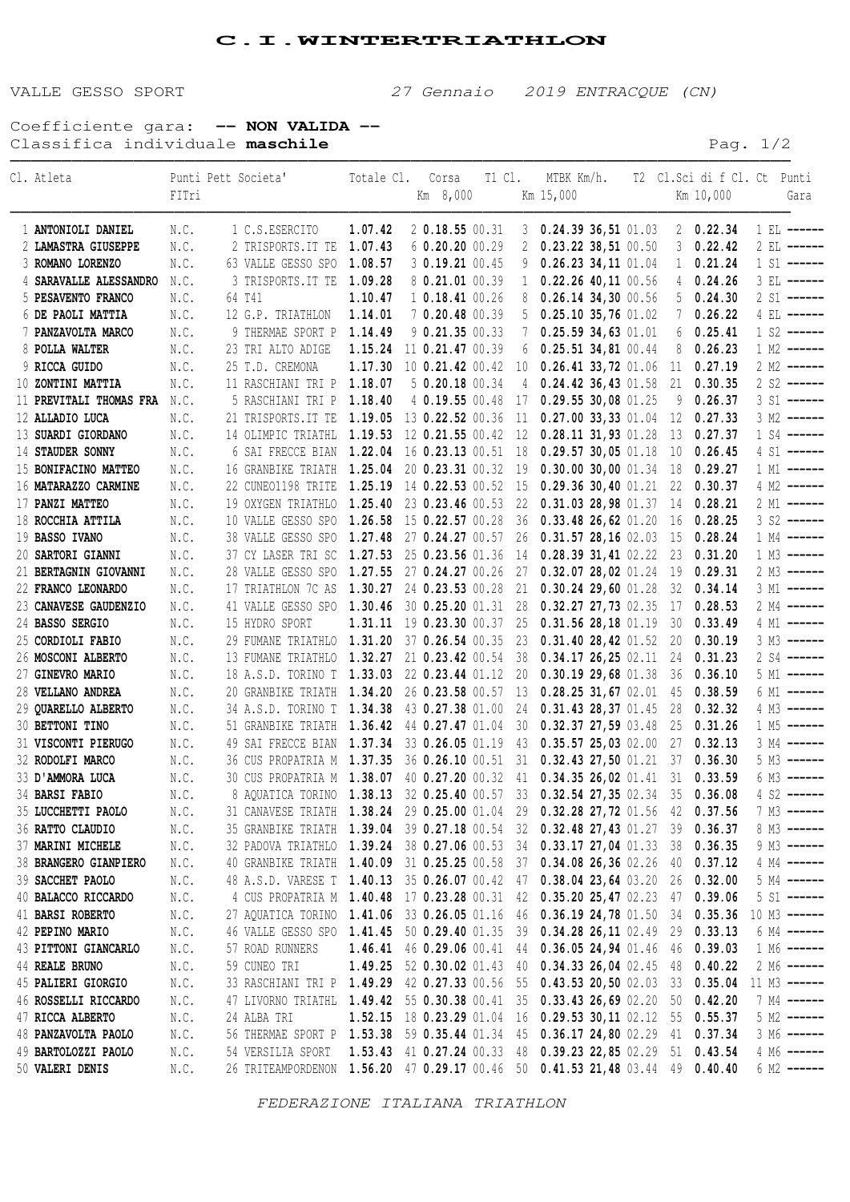# C.I.WINTERTRIATHLON

VALLE GESSO SPORT *27 Gennaio 2019 ENTRACQUE (CN)*

Coefficiente gara: **-- NON VALIDA --**
Classifica individuale **maschile**

| Cl. | Atleta | Punti FITri | Pett | Societa' | Totale | Cl. | Corsa Km 8,000 | T1 | Cl. | MTBK Km 15,000 | Km/h. | T2 | Cl. | Sci di f Km 10,000 | Cl. Ct | Punti Gara |
|---|---|---|---|---|---|---|---|---|---|---|---|---|---|---|---|---|
| 1 | **ANTONIOLI DANIEL** | N.C. | 1 | C.S.ESERCITO | **1.07.42** | 2 | **0.18.55** | 00.31 | 3 | **0.24.39** | **36,51** | 01.03 | 2 | **0.22.34** | 1 EL | ------ |
| 2 | **LAMASTRA GIUSEPPE** | N.C. | 2 | TRISPORTS.IT TE | **1.07.43** | 6 | **0.20.20** | 00.29 | 2 | **0.23.22** | **38,51** | 00.50 | 3 | **0.22.42** | 2 EL | ------ |
| 3 | **ROMANO LORENZO** | N.C. | 63 | VALLE GESSO SPO | **1.08.57** | 3 | **0.19.21** | 00.45 | 9 | **0.26.23** | **34,11** | 01.04 | 1 | **0.21.24** | 1 S1 | ------ |
| 4 | **SARAVALLE ALESSANDRO** | N.C. | 3 | TRISPORTS.IT TE | **1.09.28** | 8 | **0.21.01** | 00.39 | 1 | **0.22.26** | **40,11** | 00.56 | 4 | **0.24.26** | 3 EL | ------ |
| 5 | **PESAVENTO FRANCO** | N.C. | 64 | T41 | **1.10.47** | 1 | **0.18.41** | 00.26 | 8 | **0.26.14** | **34,30** | 00.56 | 5 | **0.24.30** | 2 S1 | ------ |
| 6 | **DE PAOLI MATTIA** | N.C. | 12 | G.P. TRIATHLON | **1.14.01** | 7 | **0.20.48** | 00.39 | 5 | **0.25.10** | **35,76** | 01.02 | 7 | **0.26.22** | 4 EL | ------ |
| 7 | **PANZAVOLTA MARCO** | N.C. | 9 | THERMAE SPORT P | **1.14.49** | 9 | **0.21.35** | 00.33 | 7 | **0.25.59** | **34,63** | 01.01 | 6 | **0.25.41** | 1 S2 | ------ |
| 8 | **POLLA WALTER** | N.C. | 23 | TRI ALTO ADIGE | **1.15.24** | 11 | **0.21.47** | 00.39 | 6 | **0.25.51** | **34,81** | 00.44 | 8 | **0.26.23** | 1 M2 | ------ |
| 9 | **RICCA GUIDO** | N.C. | 25 | T.D. CREMONA | **1.17.30** | 10 | **0.21.42** | 00.42 | 10 | **0.26.41** | **33,72** | 01.06 | 11 | **0.27.19** | 2 M2 | ------ |
| 10 | **ZONTINI MATTIA** | N.C. | 11 | RASCHIANI TRI P | **1.18.07** | 5 | **0.20.18** | 00.34 | 4 | **0.24.42** | **36,43** | 01.58 | 21 | **0.30.35** | 2 S2 | ------ |
| 11 | **PREVITALI THOMAS FRA** | N.C. | 5 | RASCHIANI TRI P | **1.18.40** | 4 | **0.19.55** | 00.48 | 17 | **0.29.55** | **30,08** | 01.25 | 9 | **0.26.37** | 3 S1 | ------ |
| 12 | **ALLADIO LUCA** | N.C. | 21 | TRISPORTS.IT TE | **1.19.05** | 13 | **0.22.52** | 00.36 | 11 | **0.27.00** | **33,33** | 01.04 | 12 | **0.27.33** | 3 M2 | ------ |
| 13 | **SUARDI GIORDANO** | N.C. | 14 | OLIMPIC TRIATHL | **1.19.53** | 12 | **0.21.55** | 00.42 | 12 | **0.28.11** | **31,93** | 01.28 | 13 | **0.27.37** | 1 S4 | ------ |
| 14 | **STAUDER SONNY** | N.C. | 6 | SAI FRECCE BIAN | **1.22.04** | 16 | **0.23.13** | 00.51 | 18 | **0.29.57** | **30,05** | 01.18 | 10 | **0.26.45** | 4 S1 | ------ |
| 15 | **BONIFACINO MATTEO** | N.C. | 16 | GRANBIKE TRIATH | **1.25.04** | 20 | **0.23.31** | 00.32 | 19 | **0.30.00** | **30,00** | 01.34 | 18 | **0.29.27** | 1 M1 | ------ |
| 16 | **MATARAZZO CARMINE** | N.C. | 22 | CUNEO1198 TRITE | **1.25.19** | 14 | **0.22.53** | 00.52 | 15 | **0.29.36** | **30,40** | 01.21 | 22 | **0.30.37** | 4 M2 | ------ |
| 17 | **PANZI MATTEO** | N.C. | 19 | OXYGEN TRIATHLO | **1.25.40** | 23 | **0.23.46** | 00.53 | 22 | **0.31.03** | **28,98** | 01.37 | 14 | **0.28.21** | 2 M1 | ------ |
| 18 | **ROCCHIA ATTILA** | N.C. | 10 | VALLE GESSO SPO | **1.26.58** | 15 | **0.22.57** | 00.28 | 36 | **0.33.48** | **26,62** | 01.20 | 16 | **0.28.25** | 3 S2 | ------ |
| 19 | **BASSO IVANO** | N.C. | 38 | VALLE GESSO SPO | **1.27.48** | 27 | **0.24.27** | 00.57 | 26 | **0.31.57** | **28,16** | 02.03 | 15 | **0.28.24** | 1 M4 | ------ |
| 20 | **SARTORI GIANNI** | N.C. | 37 | CY LASER TRI SC | **1.27.53** | 25 | **0.23.56** | 01.36 | 14 | **0.28.39** | **31,41** | 02.22 | 23 | **0.31.20** | 1 M3 | ------ |
| 21 | **BERTAGNIN GIOVANNI** | N.C. | 28 | VALLE GESSO SPO | **1.27.55** | 27 | **0.24.27** | 00.26 | 27 | **0.32.07** | **28,02** | 01.24 | 19 | **0.29.31** | 2 M3 | ------ |
| 22 | **FRANCO LEONARDO** | N.C. | 17 | TRIATHLON 7C AS | **1.30.27** | 24 | **0.23.53** | 00.28 | 21 | **0.30.24** | **29,60** | 01.28 | 32 | **0.34.14** | 3 M1 | ------ |
| 23 | **CANAVESE GAUDENZIO** | N.C. | 41 | VALLE GESSO SPO | **1.30.46** | 30 | **0.25.20** | 01.31 | 28 | **0.32.27** | **27,73** | 02.35 | 17 | **0.28.53** | 2 M4 | ------ |
| 24 | **BASSO SERGIO** | N.C. | 15 | HYDRO SPORT | **1.31.11** | 19 | **0.23.30** | 00.37 | 25 | **0.31.56** | **28,18** | 01.19 | 30 | **0.33.49** | 4 M1 | ------ |
| 25 | **CORDIOLI FABIO** | N.C. | 29 | FUMANE TRIATHLO | **1.31.20** | 37 | **0.26.54** | 00.35 | 23 | **0.31.40** | **28,42** | 01.52 | 20 | **0.30.19** | 3 M3 | ------ |
| 26 | **MOSCONI ALBERTO** | N.C. | 13 | FUMANE TRIATHLO | **1.32.27** | 21 | **0.23.42** | 00.54 | 38 | **0.34.17** | **26,25** | 02.11 | 24 | **0.31.23** | 2 S4 | ------ |
| 27 | **GINEVRO MARIO** | N.C. | 18 | A.S.D. TORINO T | **1.33.03** | 22 | **0.23.44** | 01.12 | 20 | **0.30.19** | **29,68** | 01.38 | 36 | **0.36.10** | 5 M1 | ------ |
| 28 | **VELLANO ANDREA** | N.C. | 20 | GRANBIKE TRIATH | **1.34.20** | 26 | **0.23.58** | 00.57 | 13 | **0.28.25** | **31,67** | 02.01 | 45 | **0.38.59** | 6 M1 | ------ |
| 29 | **QUARELLO ALBERTO** | N.C. | 34 | A.S.D. TORINO T | **1.34.38** | 43 | **0.27.38** | 01.00 | 24 | **0.31.43** | **28,37** | 01.45 | 28 | **0.32.32** | 4 M3 | ------ |
| 30 | **BETTONI TINO** | N.C. | 51 | GRANBIKE TRIATH | **1.36.42** | 44 | **0.27.47** | 01.04 | 30 | **0.32.37** | **27,59** | 03.48 | 25 | **0.31.26** | 1 M5 | ------ |
| 31 | **VISCONTI PIERUGO** | N.C. | 49 | SAI FRECCE BIAN | **1.37.34** | 33 | **0.26.05** | 01.19 | 43 | **0.35.57** | **25,03** | 02.00 | 27 | **0.32.13** | 3 M4 | ------ |
| 32 | **RODOLFI MARCO** | N.C. | 36 | CUS PROPATRIA M | **1.37.35** | 36 | **0.26.10** | 00.51 | 31 | **0.32.43** | **27,50** | 01.21 | 37 | **0.36.30** | 5 M3 | ------ |
| 33 | **D'AMMORA LUCA** | N.C. | 30 | CUS PROPATRIA M | **1.38.07** | 40 | **0.27.20** | 00.32 | 41 | **0.34.35** | **26,02** | 01.41 | 31 | **0.33.59** | 6 M3 | ------ |
| 34 | **BARSI FABIO** | N.C. | 8 | AQUATICA TORINO | **1.38.13** | 32 | **0.25.40** | 00.57 | 33 | **0.32.54** | **27,35** | 02.34 | 35 | **0.36.08** | 4 S2 | ------ |
| 35 | **LUCCHETTI PAOLO** | N.C. | 31 | CANAVESE TRIATH | **1.38.24** | 29 | **0.25.00** | 01.04 | 29 | **0.32.28** | **27,72** | 01.56 | 42 | **0.37.56** | 7 M3 | ------ |
| 36 | **RATTO CLAUDIO** | N.C. | 35 | GRANBIKE TRIATH | **1.39.04** | 39 | **0.27.18** | 00.54 | 32 | **0.32.48** | **27,43** | 01.27 | 39 | **0.36.37** | 8 M3 | ------ |
| 37 | **MARINI MICHELE** | N.C. | 32 | PADOVA TRIATHLO | **1.39.24** | 38 | **0.27.06** | 00.53 | 34 | **0.33.17** | **27,04** | 01.33 | 38 | **0.36.35** | 9 M3 | ------ |
| 38 | **BRANGERO GIANPIERO** | N.C. | 40 | GRANBIKE TRIATH | **1.40.09** | 31 | **0.25.25** | 00.58 | 37 | **0.34.08** | **26,36** | 02.26 | 40 | **0.37.12** | 4 M4 | ------ |
| 39 | **SACCHET PAOLO** | N.C. | 48 | A.S.D. VARESE T | **1.40.13** | 35 | **0.26.07** | 00.42 | 47 | **0.38.04** | **23,64** | 03.20 | 26 | **0.32.00** | 5 M4 | ------ |
| 40 | **BALACCO RICCARDO** | N.C. | 4 | CUS PROPATRIA M | **1.40.48** | 17 | **0.23.28** | 00.31 | 42 | **0.35.20** | **25,47** | 02.23 | 47 | **0.39.06** | 5 S1 | ------ |
| 41 | **BARSI ROBERTO** | N.C. | 27 | AQUATICA TORINO | **1.41.06** | 33 | **0.26.05** | 01.16 | 46 | **0.36.19** | **24,78** | 01.50 | 34 | **0.35.36** | 10 M3 | ------ |
| 42 | **PEPINO MARIO** | N.C. | 46 | VALLE GESSO SPO | **1.41.45** | 50 | **0.29.40** | 01.35 | 39 | **0.34.28** | **26,11** | 02.49 | 29 | **0.33.13** | 6 M4 | ------ |
| 43 | **PITTONI GIANCARLO** | N.C. | 57 | ROAD RUNNERS | **1.46.41** | 46 | **0.29.06** | 00.41 | 44 | **0.36.05** | **24,94** | 01.46 | 46 | **0.39.03** | 1 M6 | ------ |
| 44 | **REALE BRUNO** | N.C. | 59 | CUNEO TRI | **1.49.25** | 52 | **0.30.02** | 01.43 | 40 | **0.34.33** | **26,04** | 02.45 | 48 | **0.40.22** | 2 M6 | ------ |
| 45 | **PALIERI GIORGIO** | N.C. | 33 | RASCHIANI TRI P | **1.49.29** | 42 | **0.27.33** | 00.56 | 55 | **0.43.53** | **20,50** | 02.03 | 33 | **0.35.04** | 11 M3 | ------ |
| 46 | **ROSSELLI RICCARDO** | N.C. | 47 | LIVORNO TRIATHL | **1.49.42** | 55 | **0.30.38** | 00.41 | 35 | **0.33.43** | **26,69** | 02.20 | 50 | **0.42.20** | 7 M4 | ------ |
| 47 | **RICCA ALBERTO** | N.C. | 24 | ALBA TRI | **1.52.15** | 18 | **0.23.29** | 01.04 | 16 | **0.29.53** | **30,11** | 02.12 | 55 | **0.55.37** | 5 M2 | ------ |
| 48 | **PANZAVOLTA PAOLO** | N.C. | 56 | THERMAE SPORT P | **1.53.38** | 59 | **0.35.44** | 01.34 | 45 | **0.36.17** | **24,80** | 02.29 | 41 | **0.37.34** | 3 M6 | ------ |
| 49 | **BARTOLOZZI PAOLO** | N.C. | 54 | VERSILIA SPORT | **1.53.43** | 41 | **0.27.24** | 00.33 | 48 | **0.39.23** | **22,85** | 02.29 | 51 | **0.43.54** | 4 M6 | ------ |
| 50 | **VALERI DENIS** | N.C. | 26 | TRITEAMPORDENON | **1.56.20** | 47 | **0.29.17** | 00.46 | 50 | **0.41.53** | **21,48** | 03.44 | 49 | **0.40.40** | 6 M2 | ------ |

*FEDERAZIONE ITALIANA TRIATHLON*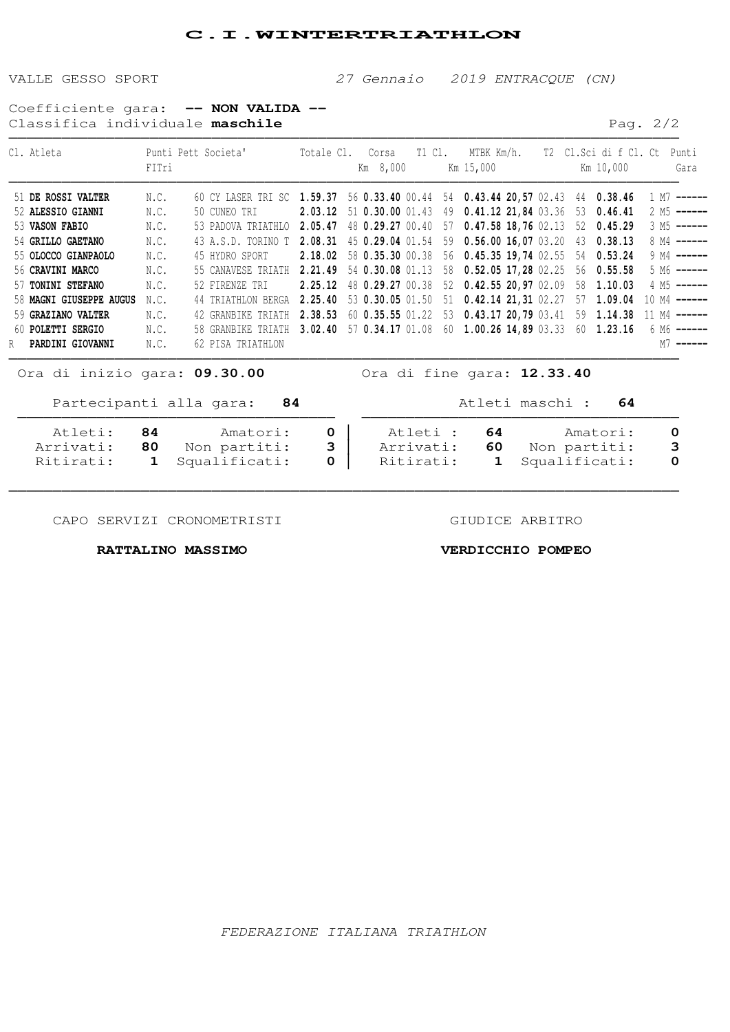# C.I.WINTERTRIATHLON

VALLE GESSO SPORT — *27 Gennaio 2019 ENTRACQUE (CN)*

Coefficiente gara: **-- NON VALIDA --**

Classifica individuale **maschile**

| Cl. | Atleta | Punti FITri | Pett | Societa' | Totale | Cl. | Corsa Km 8,000 | T1 | Cl. | MTBK | Km/h. Km 15,000 | T2 | Cl. | Sci di f Km 10,000 | Cl. Ct | Punti Gara |
|---|---|---|---|---|---|---|---|---|---|---|---|---|---|---|---|---|
| 51 | **DE ROSSI VALTER** | N.C. | 60 | CY LASER TRI SC | **1.59.37** | 56 | **0.33.40** | 00.44 | 54 | **0.43.44** | **20,57** | 02.43 | 44 | **0.38.46** | 1 M7 | ------ |
| 52 | **ALESSIO GIANNI** | N.C. | 50 | CUNEO TRI | **2.03.12** | 51 | **0.30.00** | 01.43 | 49 | **0.41.12** | **21,84** | 03.36 | 53 | **0.46.41** | 2 M5 | ------ |
| 53 | **VASON FABIO** | N.C. | 53 | PADOVA TRIATHLO | **2.05.47** | 48 | **0.29.27** | 00.40 | 57 | **0.47.58** | **18,76** | 02.13 | 52 | **0.45.29** | 3 M5 | ------ |
| 54 | **GRILLO GAETANO** | N.C. | 43 | A.S.D. TORINO T | **2.08.31** | 45 | **0.29.04** | 01.54 | 59 | **0.56.00** | **16,07** | 03.20 | 43 | **0.38.13** | 8 M4 | ------ |
| 55 | **OLOCCO GIANPAOLO** | N.C. | 45 | HYDRO SPORT | **2.18.02** | 58 | **0.35.30** | 00.38 | 56 | **0.45.35** | **19,74** | 02.55 | 54 | **0.53.24** | 9 M4 | ------ |
| 56 | **CRAVINI MARCO** | N.C. | 55 | CANAVESE TRIATH | **2.21.49** | 54 | **0.30.08** | 01.13 | 58 | **0.52.05** | **17,28** | 02.25 | 56 | **0.55.58** | 5 M6 | ------ |
| 57 | **TONINI STEFANO** | N.C. | 52 | FIRENZE TRI | **2.25.12** | 48 | **0.29.27** | 00.38 | 52 | **0.42.55** | **20,97** | 02.09 | 58 | **1.10.03** | 4 M5 | ------ |
| 58 | **MAGNI GIUSEPPE AUGUS** | N.C. | 44 | TRIATHLON BERGA | **2.25.40** | 53 | **0.30.05** | 01.50 | 51 | **0.42.14** | **21,31** | 02.27 | 57 | **1.09.04** | 10 M4 | ------ |
| 59 | **GRAZIANO VALTER** | N.C. | 42 | GRANBIKE TRIATH | **2.38.53** | 60 | **0.35.55** | 01.22 | 53 | **0.43.17** | **20,79** | 03.41 | 59 | **1.14.38** | 11 M4 | ------ |
| 60 | **POLETTI SERGIO** | N.C. | 58 | GRANBIKE TRIATH | **3.02.40** | 57 | **0.34.17** | 01.08 | 60 | **1.00.26** | **14,89** | 03.33 | 60 | **1.23.16** | 6 M6 | ------ |
| R | **PARDINI GIOVANNI** | N.C. | 62 | PISA TRIATHLON | | | | | | | | | | | M7 | ------ |

Ora di inizio gara: **09.30.00** — Ora di fine gara: **12.33.40**

| Partecipanti alla gara: **84** | | | | Atleti maschi : **64** | | | |
|---|---|---|---|---|---|---|---|
| Atleti: | **84** | Amatori: | **0** | Atleti : | **64** | Amatori: | **0** |
| Arrivati: | **80** | Non partiti: | **3** | Arrivati: | **60** | Non partiti: | **3** |
| Ritirati: | **1** | Squalificati: | **0** | Ritirati: | **1** | Squalificati: | **0** |

CAPO SERVIZI CRONOMETRISTI — **RATTALINO MASSIMO**

GIUDICE ARBITRO — **VERDICCHIO POMPEO**